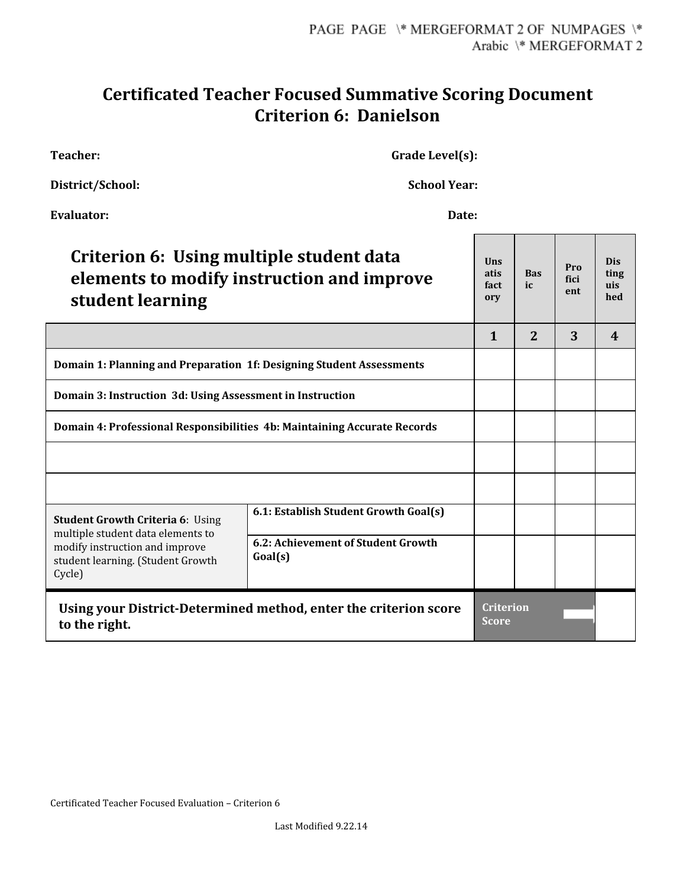# Certificated Teacher Focused Summative Scoring Document
# Criterion 6: Danielson

**Teacher:** **Grade Level(s):**

**District/School:** **School Year:**

**Evaluator:** **Date:**

| **Criterion 6: Using multiple student data elements to modify instruction and improve student learning** | | Unsatisfactory | Basic | Proficient | Distinguished |
|---|---|---|---|---|---|
| | | **1** | **2** | **3** | **4** |
| **Domain 1: Planning and Preparation 1f: Designing Student Assessments** | | | | | |
| **Domain 3: Instruction 3d: Using Assessment in Instruction** | | | | | |
| **Domain 4: Professional Responsibilities 4b: Maintaining Accurate Records** | | | | | |
| | | | | | |
| | | | | | |
| **Student Growth Criteria 6**: Using multiple student data elements to modify instruction and improve student learning. (Student Growth Cycle) | **6.1: Establish Student Growth Goal(s)** | | | | |
| | **6.2: Achievement of Student Growth Goal(s)** | | | | |
| **Using your District-Determined method, enter the criterion score to the right.** | | **Criterion Score** | | | |

Certificated Teacher Focused Evaluation – Criterion 6

Last Modified 9.22.14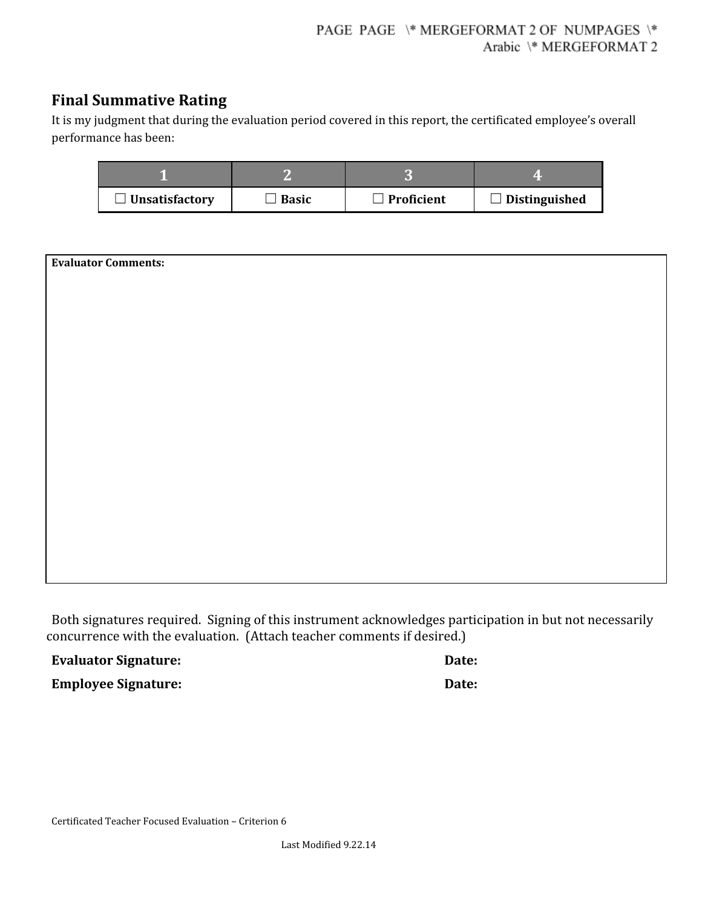## Final Summative Rating

It is my judgment that during the evaluation period covered in this report, the certificated employee's overall performance has been:

| 1 | 2 | 3 | 4 |
|---|---|---|---|
| ☐ **Unsatisfactory** | ☐ **Basic** | ☐ **Proficient** | ☐ **Distinguished** |

| **Evaluator Comments:** |
|---|
| |

Both signatures required. Signing of this instrument acknowledges participation in but not necessarily concurrence with the evaluation. (Attach teacher comments if desired.)

**Evaluator Signature:** **Date:**

**Employee Signature:** **Date:**

Certificated Teacher Focused Evaluation – Criterion 6

Last Modified 9.22.14